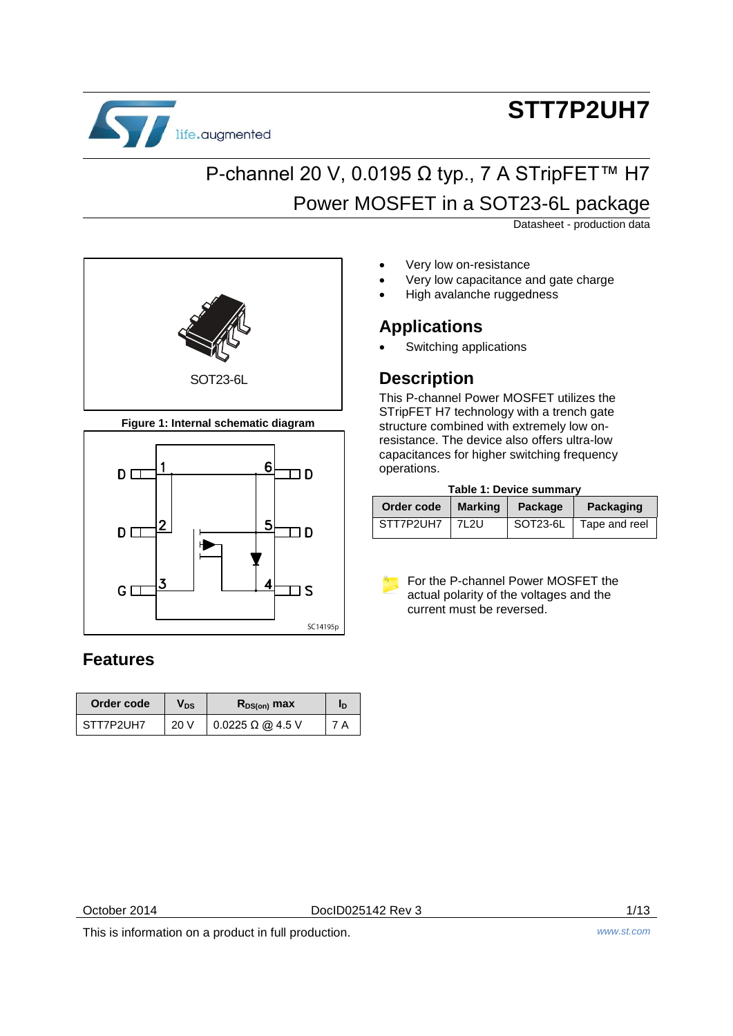# STT7P2UH7

## P-channel 20 V, 0.0195 Ω typ., 7 A STripFET™ H7 Power MOSFET in a SOT23-6L package

Datasheet - production data

SOT23-6L

**Figure 1: Internal schematic diagram**

- Very low on-resistance
- Very low capacitance and gate charge
- High avalanche ruggedness

## Applications

- Switching applications

## Description

This P-channel Power MOSFET utilizes the STripFET H7 technology with a trench gate structure combined with extremely low on-resistance. The device also offers ultra-low capacitances for higher switching frequency operations.

**Table 1: Device summary**

| Order code | Marking | Package | Packaging |
|---|---|---|---|
| STT7P2UH7 | 7L2U | SOT23-6L | Tape and reel |

For the P-channel Power MOSFET the actual polarity of the voltages and the current must be reversed.

## Features

| Order code | $V_{DS}$ | $R_{DS(on)}$ max | $I_D$ |
|---|---|---|---|
| STT7P2UH7 | 20 V | 0.0225 Ω @ 4.5 V | 7 A |

October 2014 DocID025142 Rev 3

This is information on a product in full production.

www.st.com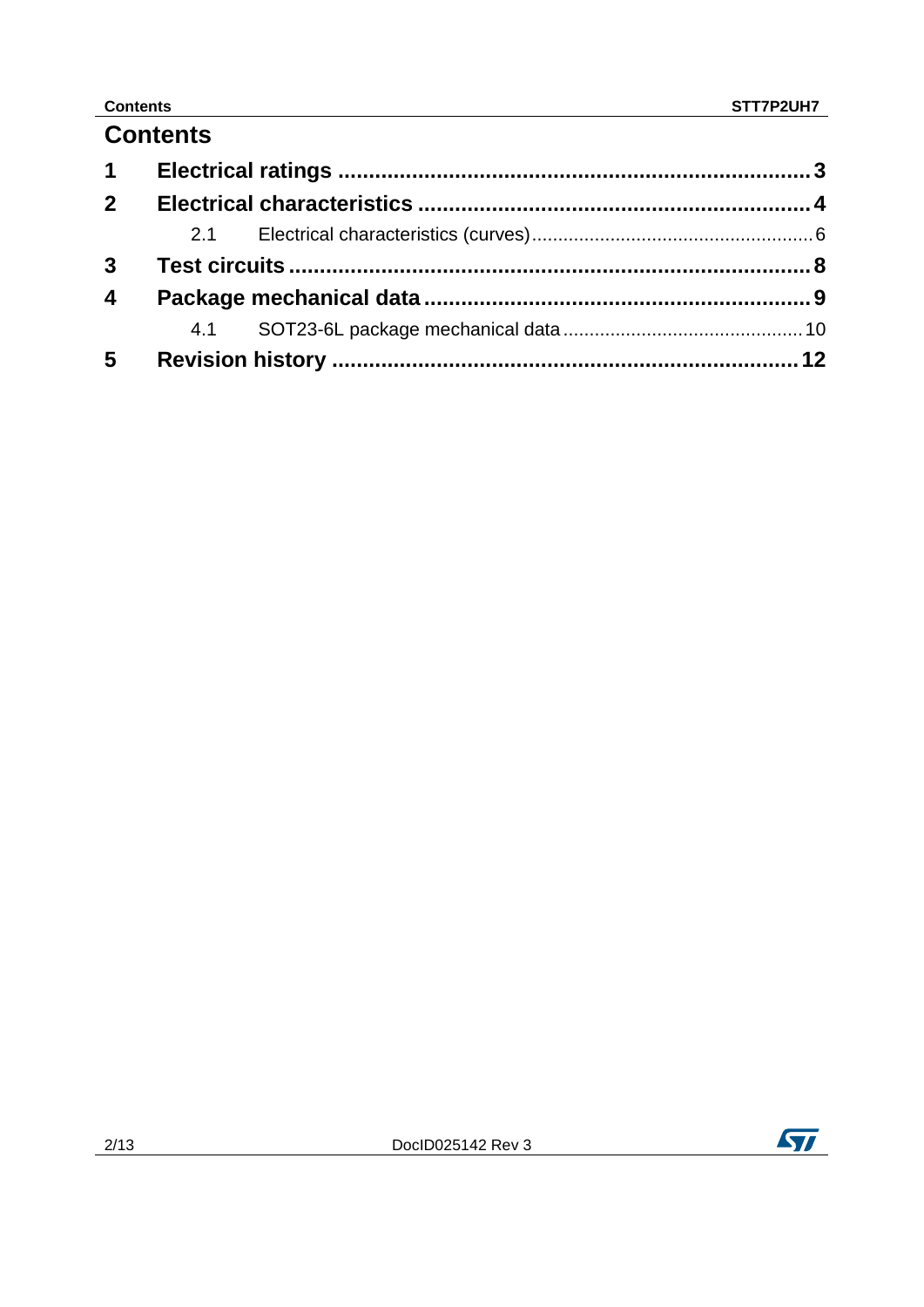# Contents

| | | |
|---|---|---|
| **1** | **Electrical ratings** | **3** |
| **2** | **Electrical characteristics** | **4** |
| | 2.1 Electrical characteristics (curves) | 6 |
| **3** | **Test circuits** | **8** |
| **4** | **Package mechanical data** | **9** |
| | 4.1 SOT23-6L package mechanical data | 10 |
| **5** | **Revision history** | **12** |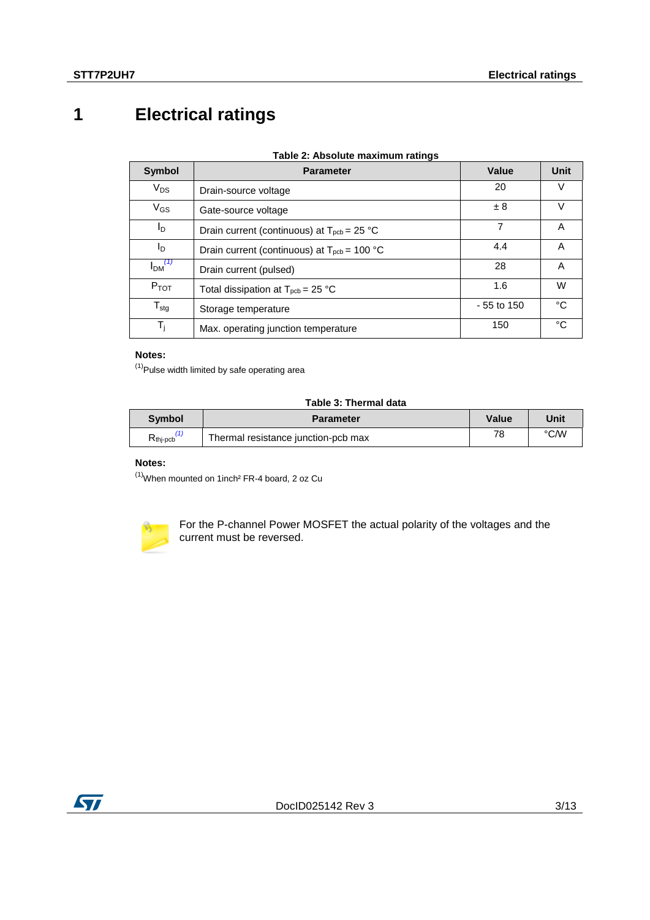# 1 Electrical ratings

**Table 2: Absolute maximum ratings**

| Symbol | Parameter | Value | Unit |
|---|---|---|---|
| $V_{DS}$ | Drain-source voltage | 20 | V |
| $V_{GS}$ | Gate-source voltage | ± 8 | V |
| $I_D$ | Drain current (continuous) at $T_{pcb}$ = 25 °C | 7 | A |
| $I_D$ | Drain current (continuous) at $T_{pcb}$ = 100 °C | 4.4 | A |
| $I_{DM}$ [(1)] | Drain current (pulsed) | 28 | A |
| $P_{TOT}$ | Total dissipation at $T_{pcb}$ = 25 °C | 1.6 | W |
| $T_{stg}$ | Storage temperature | - 55 to 150 | °C |
| $T_j$ | Max. operating junction temperature | 150 | °C |

**Notes:**

[(1)]Pulse width limited by safe operating area

**Table 3: Thermal data**

| Symbol | Parameter | Value | Unit |
|---|---|---|---|
| $R_{thj-pcb}$ [(1)] | Thermal resistance junction-pcb max | 78 | °C/W |

**Notes:**

[(1)]When mounted on 1inch² FR-4 board, 2 oz Cu

For the P-channel Power MOSFET the actual polarity of the voltages and the current must be reversed.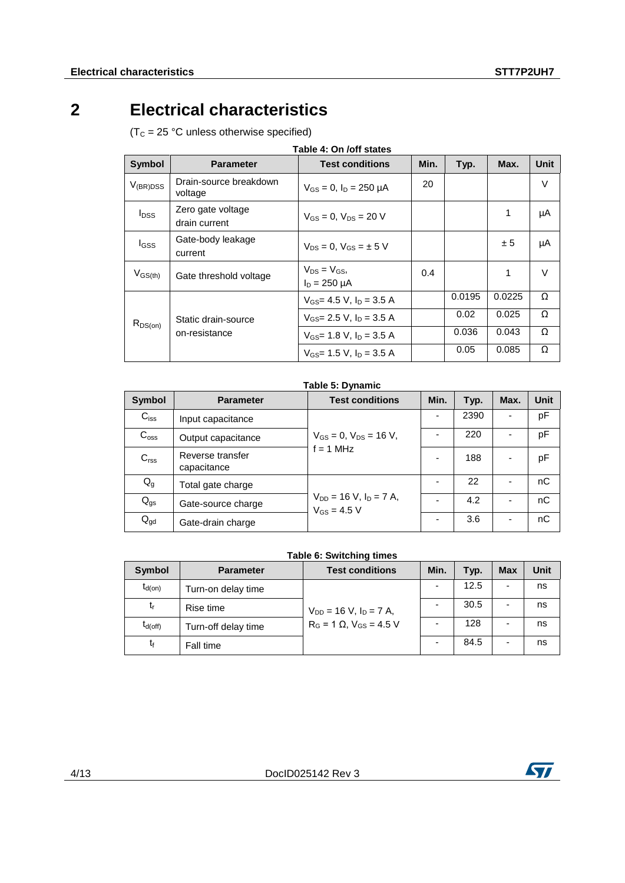# 2 Electrical characteristics

($T_C$ = 25 °C unless otherwise specified)

**Table 4: On /off states**

| Symbol | Parameter | Test conditions | Min. | Typ. | Max. | Unit |
|---|---|---|---|---|---|---|
| $V_{(BR)DSS}$ | Drain-source breakdown voltage | $V_{GS}$ = 0, $I_D$ = 250 µA | 20 | | | V |
| $I_{DSS}$ | Zero gate voltage drain current | $V_{GS}$ = 0, $V_{DS}$ = 20 V | | | 1 | µA |
| $I_{GSS}$ | Gate-body leakage current | $V_{DS}$ = 0, $V_{GS}$ = ± 5 V | | | ± 5 | µA |
| $V_{GS(th)}$ | Gate threshold voltage | $V_{DS}$ = $V_{GS}$, $I_D$ = 250 µA | 0.4 | | 1 | V |
| $R_{DS(on)}$ | Static drain-source on-resistance | $V_{GS}$= 4.5 V, $I_D$ = 3.5 A | | 0.0195 | 0.0225 | Ω |
| | | $V_{GS}$= 2.5 V, $I_D$ = 3.5 A | | 0.02 | 0.025 | Ω |
| | | $V_{GS}$= 1.8 V, $I_D$ = 3.5 A | | 0.036 | 0.043 | Ω |
| | | $V_{GS}$= 1.5 V, $I_D$ = 3.5 A | | 0.05 | 0.085 | Ω |

**Table 5: Dynamic**

| Symbol | Parameter | Test conditions | Min. | Typ. | Max. | Unit |
|---|---|---|---|---|---|---|
| $C_{iss}$ | Input capacitance | $V_{GS}$ = 0, $V_{DS}$ = 16 V, f = 1 MHz | - | 2390 | - | pF |
| $C_{oss}$ | Output capacitance | | - | 220 | - | pF |
| $C_{rss}$ | Reverse transfer capacitance | | - | 188 | - | pF |
| $Q_g$ | Total gate charge | $V_{DD}$ = 16 V, $I_D$ = 7 A, $V_{GS}$ = 4.5 V | - | 22 | - | nC |
| $Q_{gs}$ | Gate-source charge | | - | 4.2 | - | nC |
| $Q_{gd}$ | Gate-drain charge | | - | 3.6 | - | nC |

**Table 6: Switching times**

| Symbol | Parameter | Test conditions | Min. | Typ. | Max | Unit |
|---|---|---|---|---|---|---|
| $t_{d(on)}$ | Turn-on delay time | $V_{DD}$ = 16 V, $I_D$ = 7 A, $R_G$ = 1 Ω, $V_{GS}$ = 4.5 V | - | 12.5 | - | ns |
| $t_r$ | Rise time | | - | 30.5 | - | ns |
| $t_{d(off)}$ | Turn-off delay time | | - | 128 | - | ns |
| $t_f$ | Fall time | | - | 84.5 | - | ns |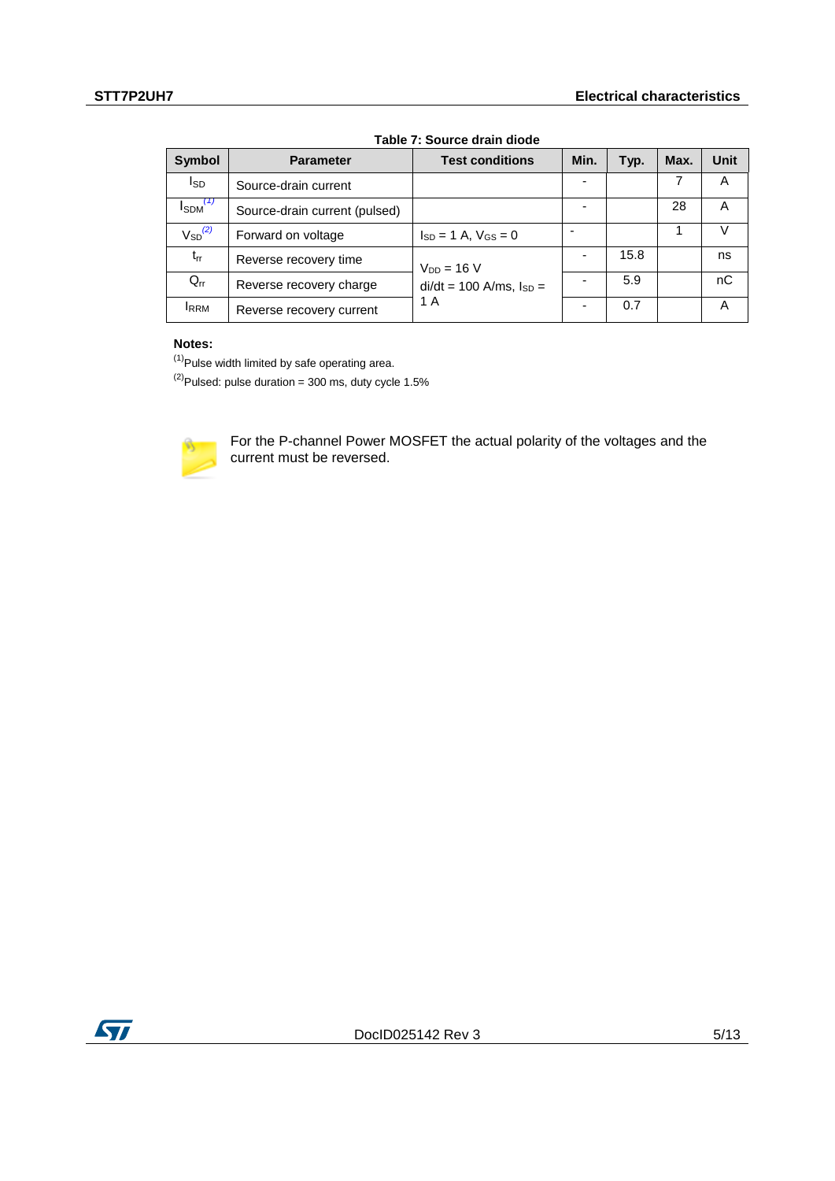**Table 7: Source drain diode**

| Symbol | Parameter | Test conditions | Min. | Typ. | Max. | Unit |
|---|---|---|---|---|---|---|
| $I_{SD}$ | Source-drain current | | - | | 7 | A |
| $I_{SDM}$ [(1)] | Source-drain current (pulsed) | | - | | 28 | A |
| $V_{SD}$ [(2)] | Forward on voltage | $I_{SD}$ = 1 A, $V_{GS}$ = 0 | - | | 1 | V |
| $t_{rr}$ | Reverse recovery time | $V_{DD}$ = 16 V di/dt = 100 A/ms, $I_{SD}$ = 1 A | - | 15.8 | | ns |
| $Q_{rr}$ | Reverse recovery charge | | - | 5.9 | | nC |
| $I_{RRM}$ | Reverse recovery current | | - | 0.7 | | A |

**Notes:**

(1) Pulse width limited by safe operating area.

(2) Pulsed: pulse duration = 300 ms, duty cycle 1.5%

For the P-channel Power MOSFET the actual polarity of the voltages and the current must be reversed.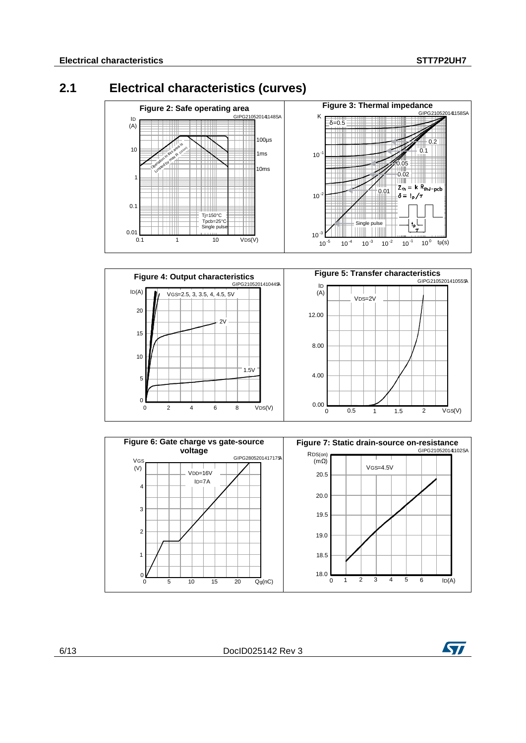## 2.1 Electrical characteristics (curves)

Figure 2: Safe operating area

Figure 3: Thermal impedance

Figure 4: Output characteristics

Figure 5: Transfer characteristics

Figure 6: Gate charge vs gate-source voltage

Figure 7: Static drain-source on-resistance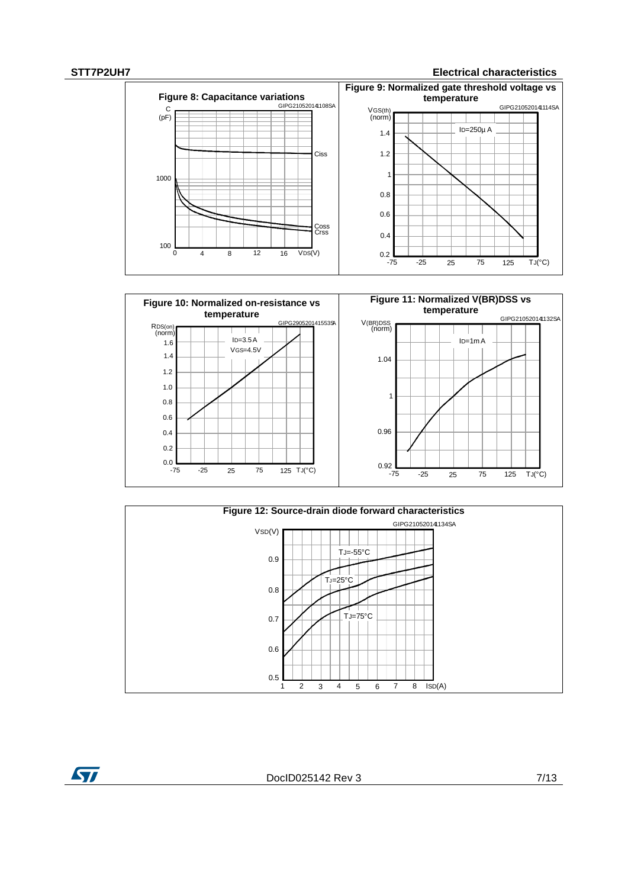Figure 8: Capacitance variations

Figure 9: Normalized gate threshold voltage vs temperature

Figure 10: Normalized on-resistance vs temperature

Figure 11: Normalized V(BR)DSS vs temperature

Figure 12: Source-drain diode forward characteristics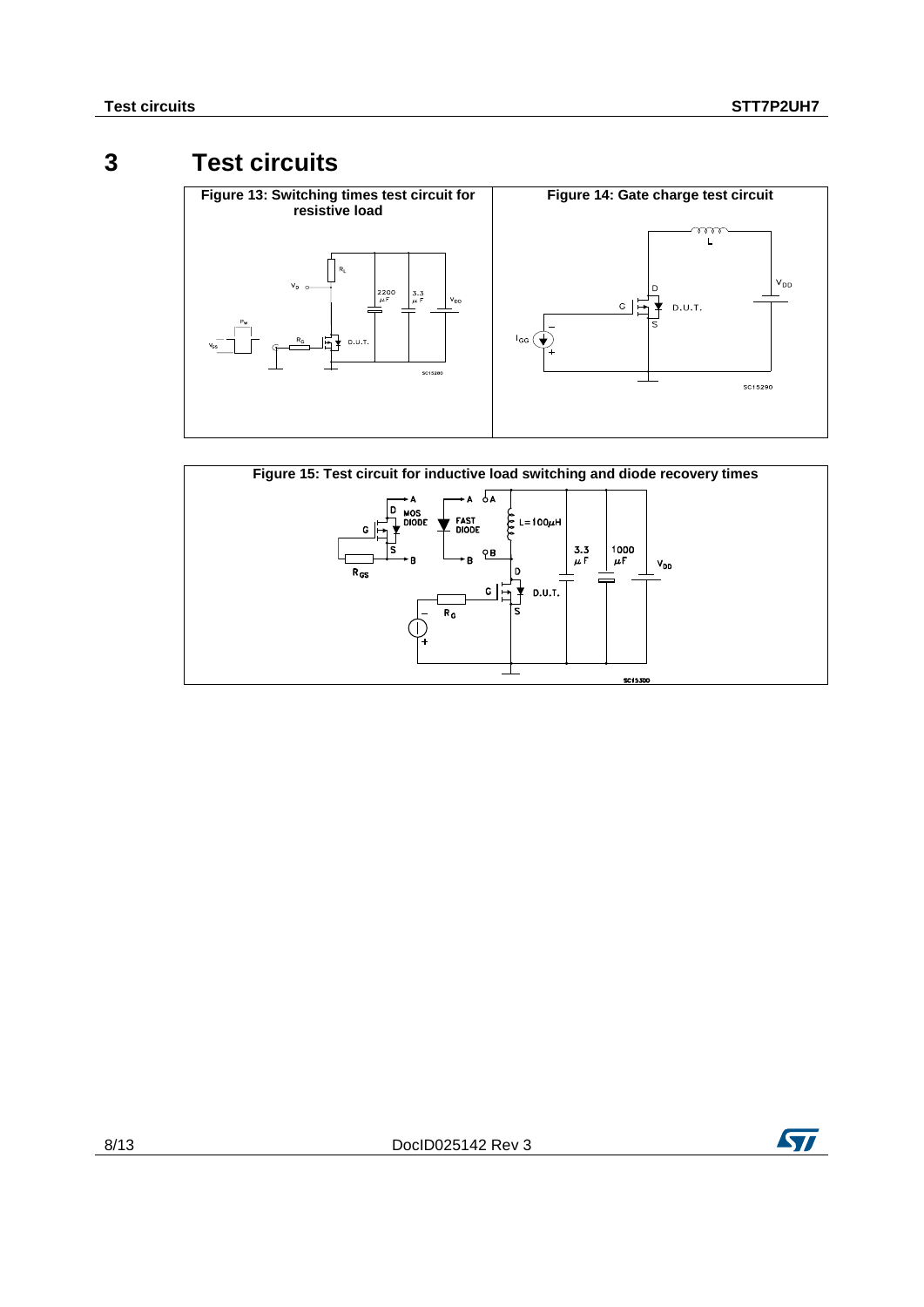# 3 Test circuits

**Figure 13: Switching times test circuit for resistive load**

**Figure 14: Gate charge test circuit**

**Figure 15: Test circuit for inductive load switching and diode recovery times**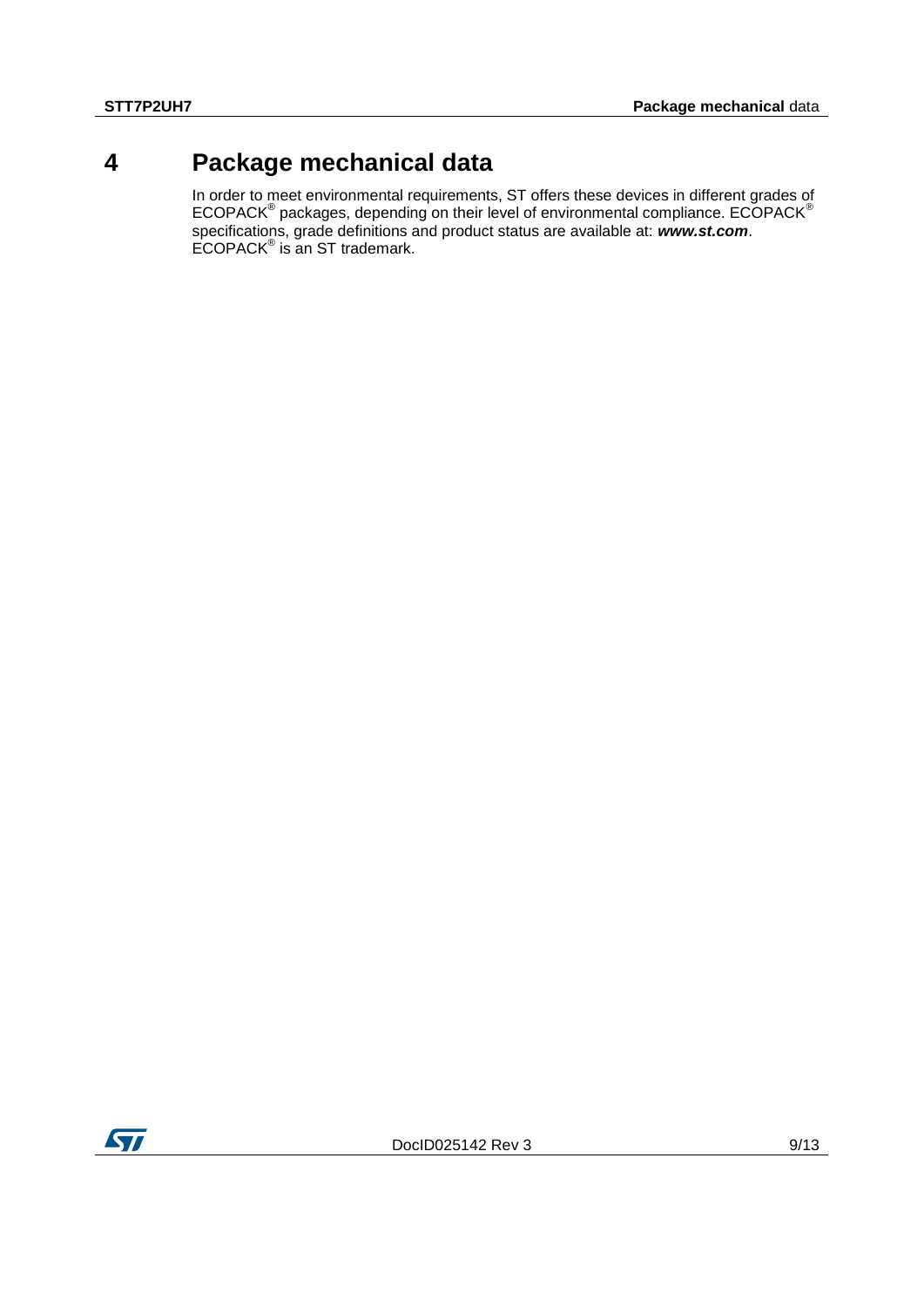# 4 Package mechanical data

In order to meet environmental requirements, ST offers these devices in different grades of ECOPACK® packages, depending on their level of environmental compliance. ECOPACK® specifications, grade definitions and product status are available at: ***www.st.com***. ECOPACK® is an ST trademark.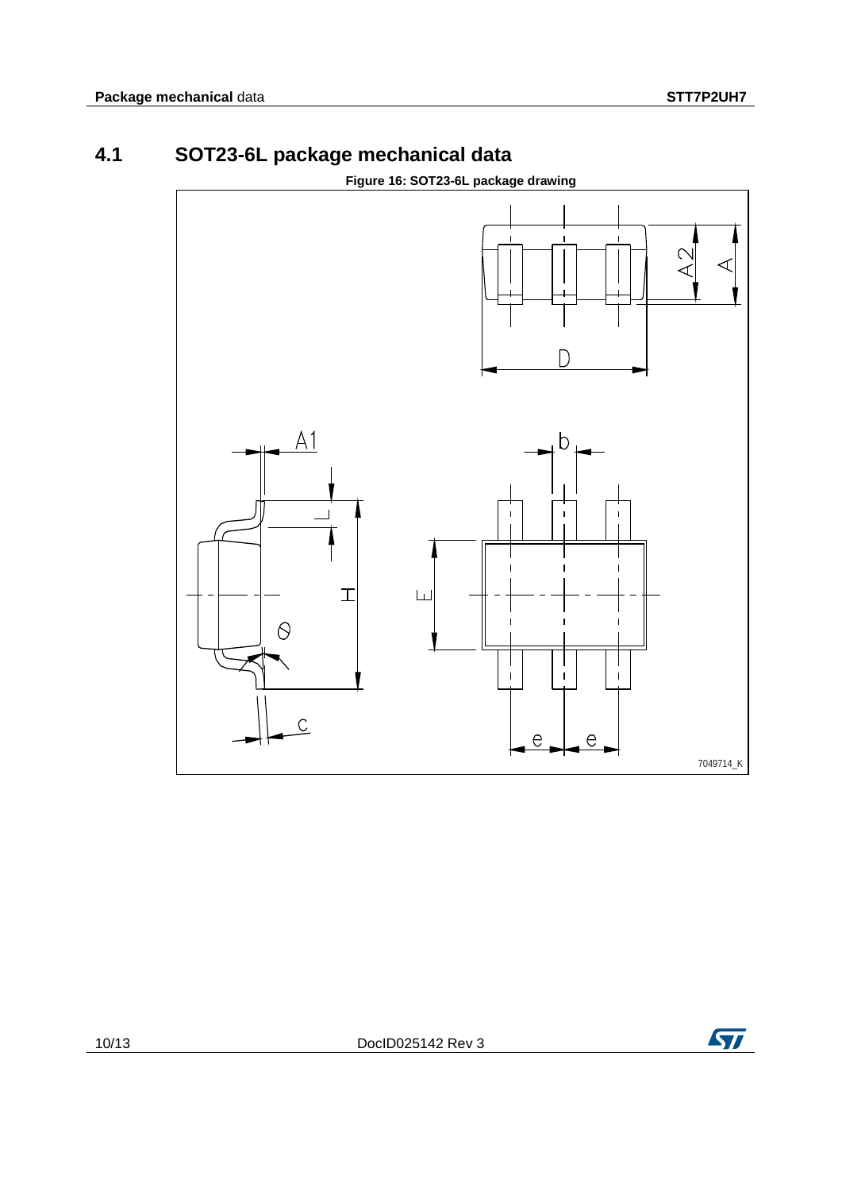## 4.1 SOT23-6L package mechanical data

**Figure 16: SOT23-6L package drawing**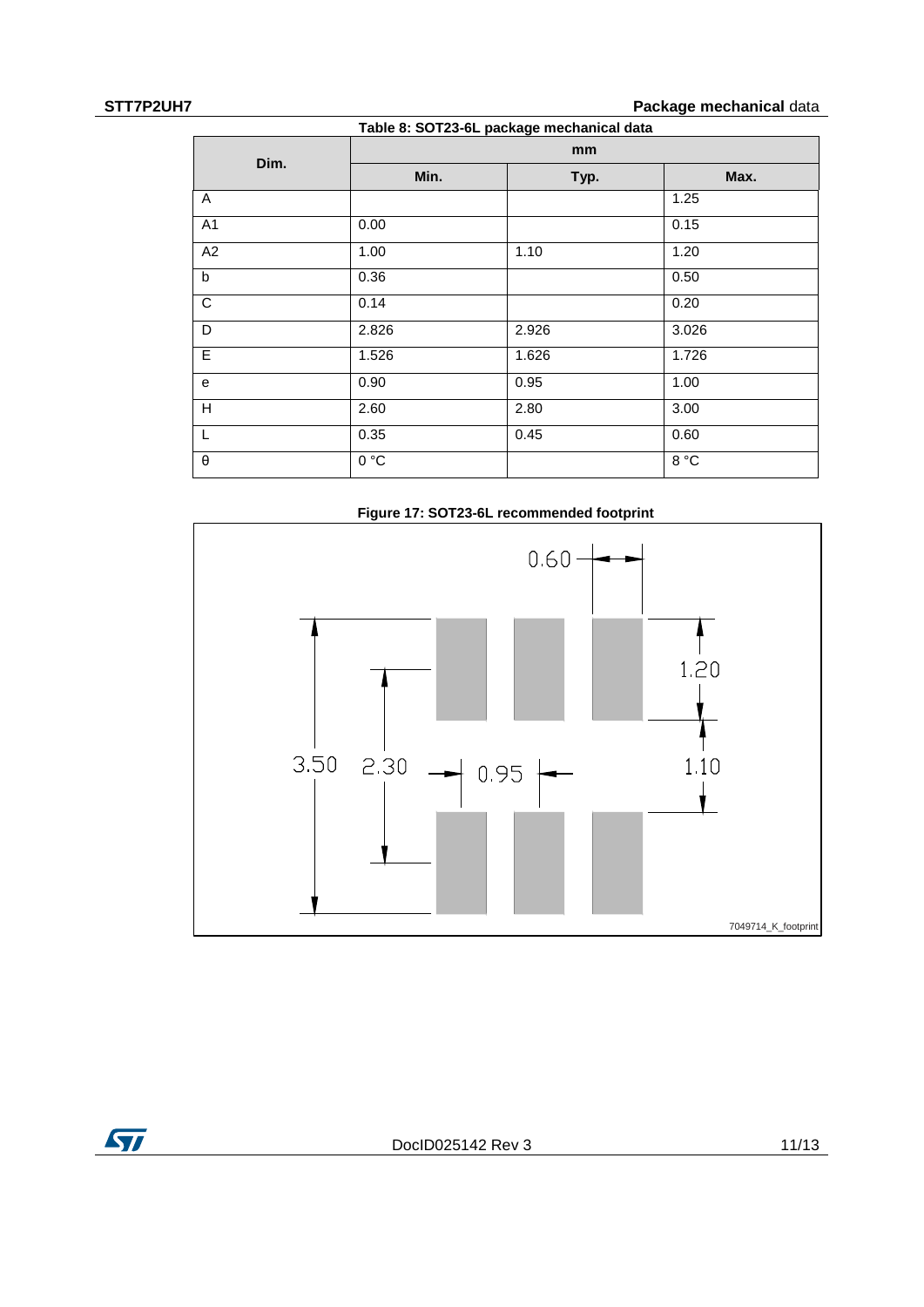Table 8: SOT23-6L package mechanical data

| Dim. | mm | | |
|---|---|---|---|
| | Min. | Typ. | Max. |
| A | | | 1.25 |
| A1 | 0.00 | | 0.15 |
| A2 | 1.00 | 1.10 | 1.20 |
| b | 0.36 | | 0.50 |
| C | 0.14 | | 0.20 |
| D | 2.826 | 2.926 | 3.026 |
| E | 1.526 | 1.626 | 1.726 |
| e | 0.90 | 0.95 | 1.00 |
| H | 2.60 | 2.80 | 3.00 |
| L | 0.35 | 0.45 | 0.60 |
| θ | 0 °C | | 8 °C |

Figure 17: SOT23-6L recommended footprint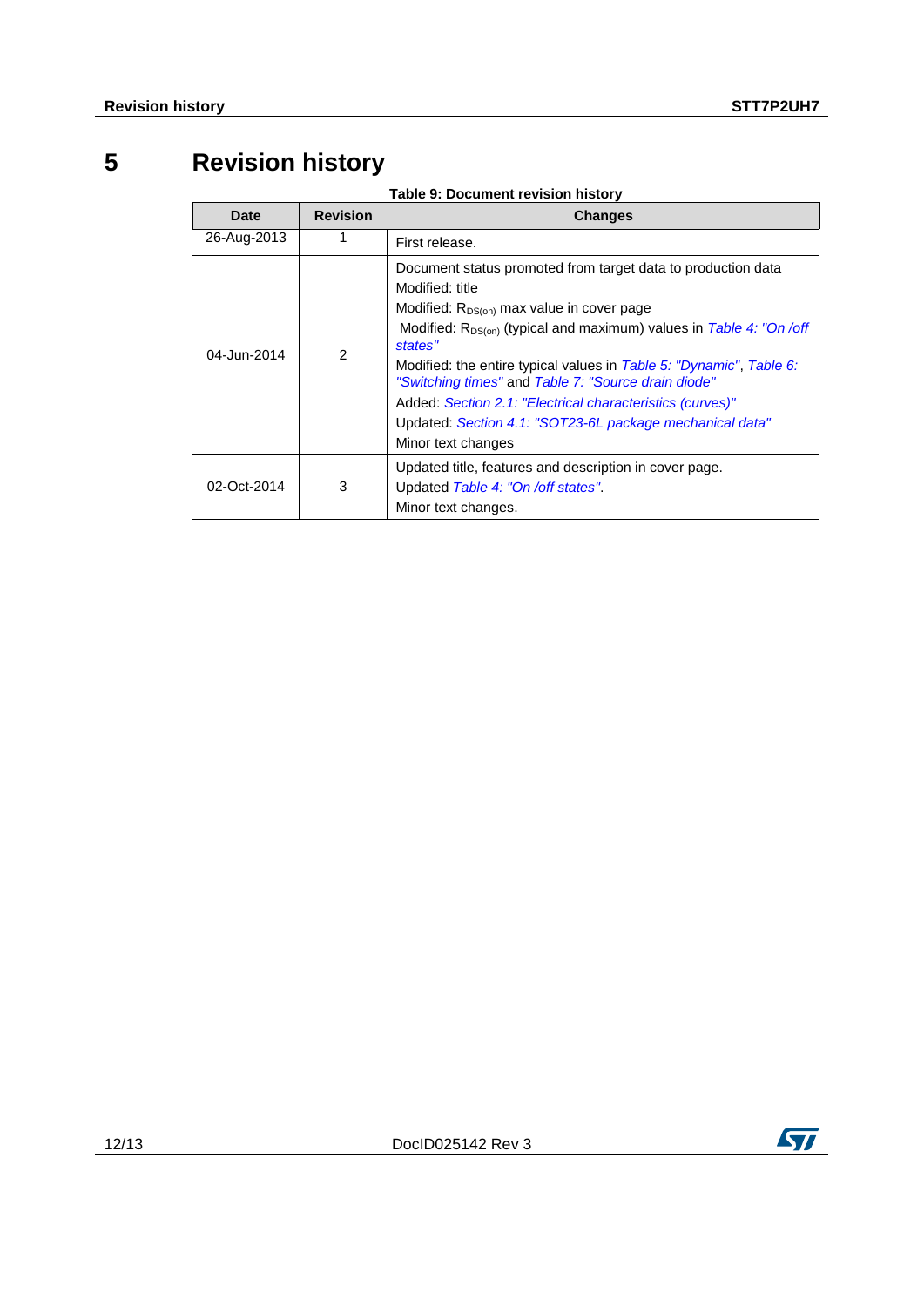# 5 Revision history

**Table 9: Document revision history**

| Date | Revision | Changes |
|---|---|---|
| 26-Aug-2013 | 1 | First release. |
| 04-Jun-2014 | 2 | Document status promoted from target data to production data<br>Modified: title<br>Modified: $R_{DS(on)}$ max value in cover page<br>Modified: $R_{DS(on)}$ (typical and maximum) values in *Table 4: "On /off states"*<br>Modified: the entire typical values in *Table 5: "Dynamic"*, *Table 6: "Switching times"* and *Table 7: "Source drain diode"*<br>Added: *Section 2.1: "Electrical characteristics (curves)"*<br>Updated: *Section 4.1: "SOT23-6L package mechanical data"*<br>Minor text changes |
| 02-Oct-2014 | 3 | Updated title, features and description in cover page.<br>Updated *Table 4: "On /off states"*.<br>Minor text changes. |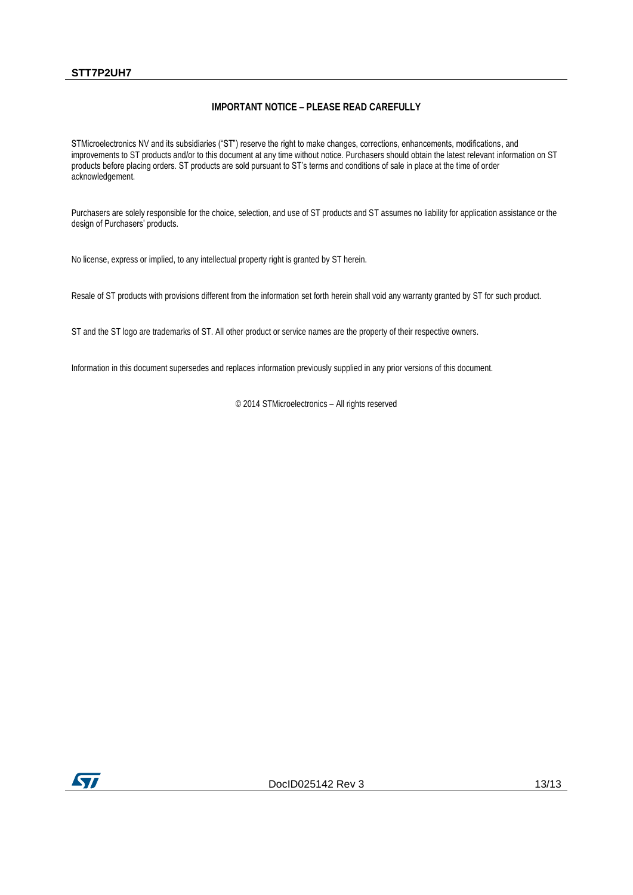**IMPORTANT NOTICE – PLEASE READ CAREFULLY**

STMicroelectronics NV and its subsidiaries ("ST") reserve the right to make changes, corrections, enhancements, modifications, and improvements to ST products and/or to this document at any time without notice. Purchasers should obtain the latest relevant information on ST products before placing orders. ST products are sold pursuant to ST's terms and conditions of sale in place at the time of order acknowledgement.

Purchasers are solely responsible for the choice, selection, and use of ST products and ST assumes no liability for application assistance or the design of Purchasers' products.

No license, express or implied, to any intellectual property right is granted by ST herein.

Resale of ST products with provisions different from the information set forth herein shall void any warranty granted by ST for such product.

ST and the ST logo are trademarks of ST. All other product or service names are the property of their respective owners.

Information in this document supersedes and replaces information previously supplied in any prior versions of this document.

© 2014 STMicroelectronics – All rights reserved